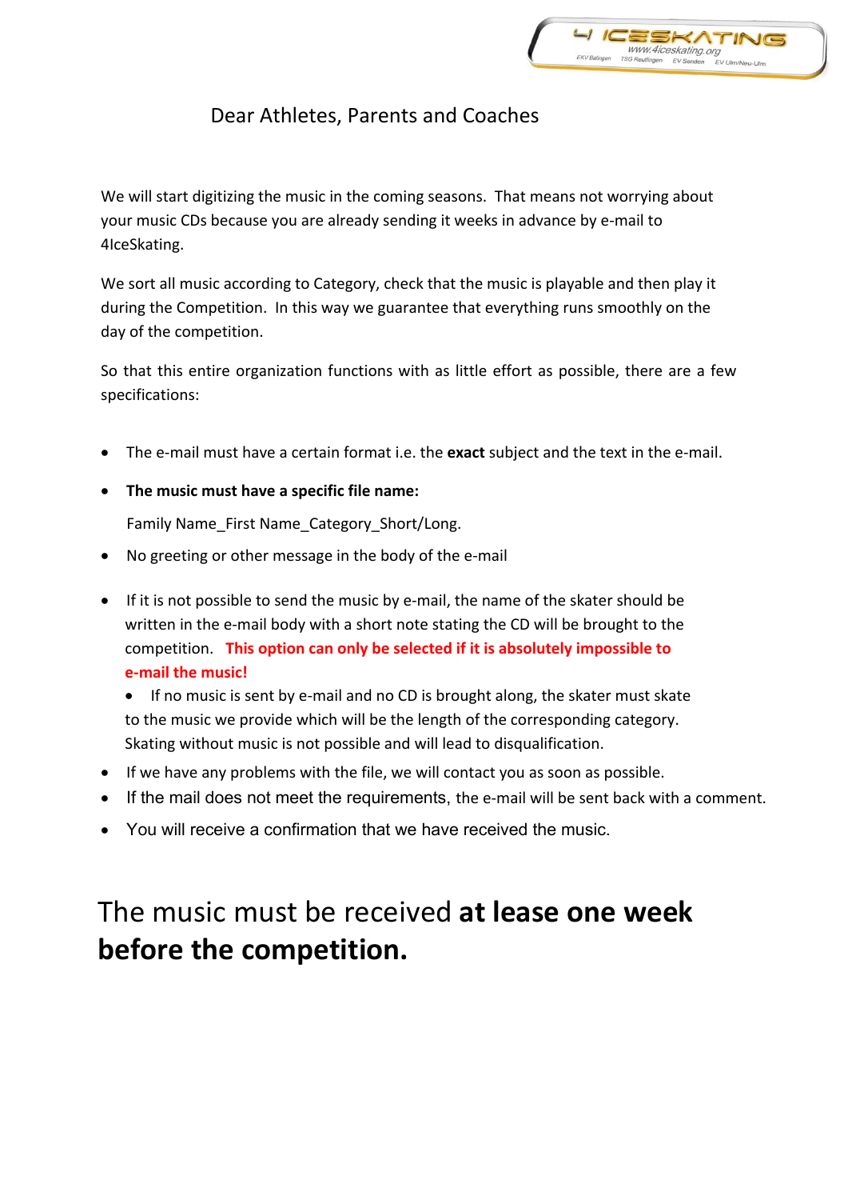Dear Athletes, Parents and Coaches

We will start digitizing the music in the coming seasons. That means not worrying about your music CDs because you are already sending it weeks in advance by e-mail to 4IceSkating.

We sort all music according to Category, check that the music is playable and then play it during the Competition. In this way we guarantee that everything runs smoothly on the day of the competition.

So that this entire organization functions with as little effort as possible, there are a few specifications:

- The e-mail must have a certain format i.e. the **exact** subject and the text in the e-mail.
- **The music must have a specific file name:**

  Family Name_First Name_Category_Short/Long.
- No greeting or other message in the body of the e-mail
- If it is not possible to send the music by e-mail, the name of the skater should be written in the e-mail body with a short note stating the CD will be brought to the competition. **This option can only be selected if it is absolutely impossible to e-mail the music!**
  - If no music is sent by e-mail and no CD is brought along, the skater must skate to the music we provide which will be the length of the corresponding category. Skating without music is not possible and will lead to disqualification.
- If we have any problems with the file, we will contact you as soon as possible.
- If the mail does not meet the requirements, the e-mail will be sent back with a comment.
- You will receive a confirmation that we have received the music.

## The music must be received **at lease one week before the competition.**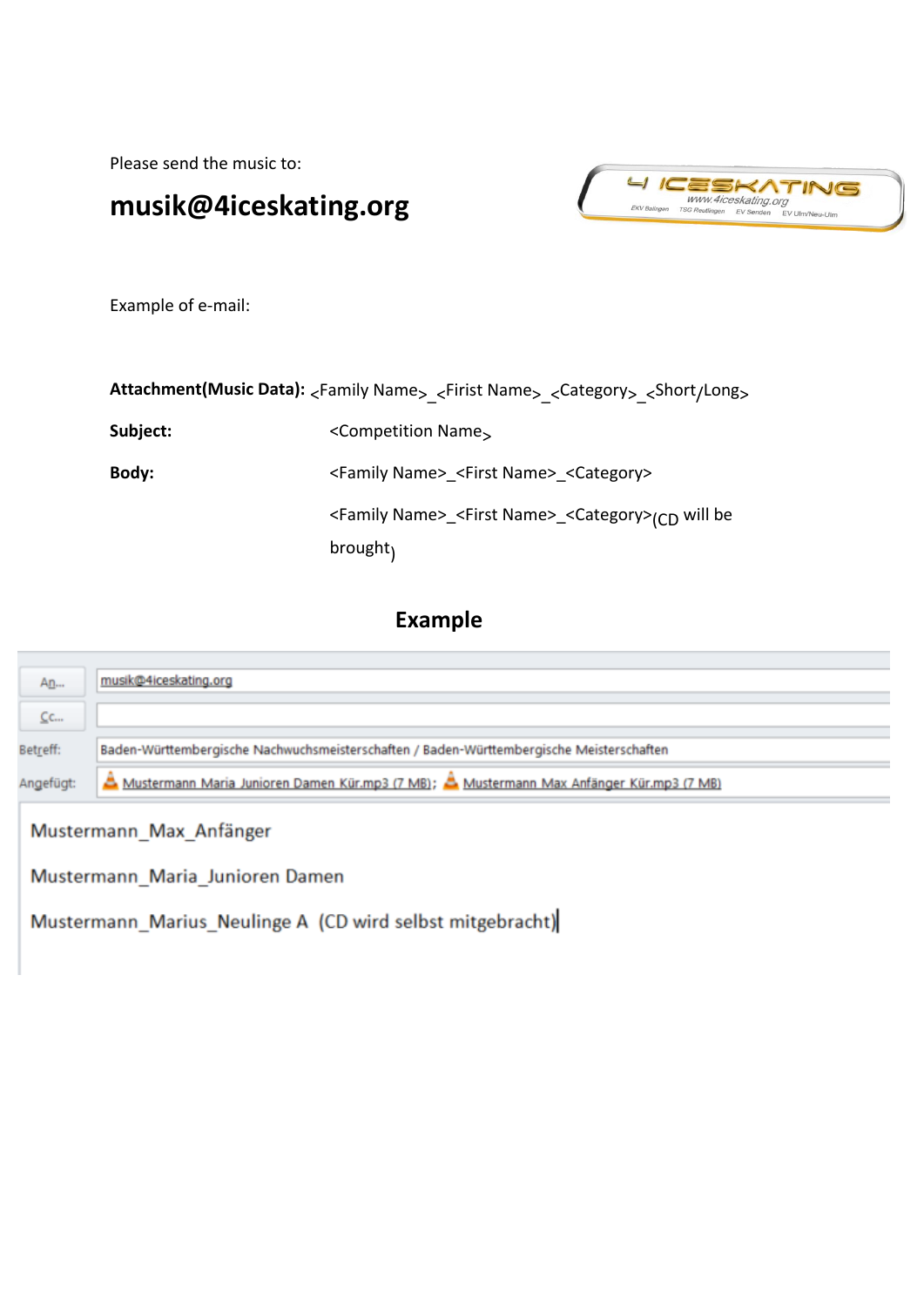Please send the music to:

**musik@4iceskating.org**

4 ICESKATING
www.4iceskating.org
EKV Balingen TSG Reutlingen EV Senden EV Ulm/Neu-Ulm

Example of e-mail:

**Attachment(Music Data):** <Family Name>_<Firist Name>_<Category>_<Short/Long>

**Subject:** <Competition Name>

**Body:** <Family Name>_<First Name>_<Category>

<Family Name>_<First Name>_<Category>(CD will be brought)

## Example

An... musik@4iceskating.org

Cc...

Betreff: Baden-Württembergische Nachwuchsmeisterschaften / Baden-Württembergische Meisterschaften

Angefügt: Mustermann Maria Junioren Damen Kür.mp3 (7 MB); Mustermann Max Anfänger Kür.mp3 (7 MB)

Mustermann_Max_Anfänger

Mustermann_Maria_Junioren Damen

Mustermann_Marius_Neulinge A (CD wird selbst mitgebracht)